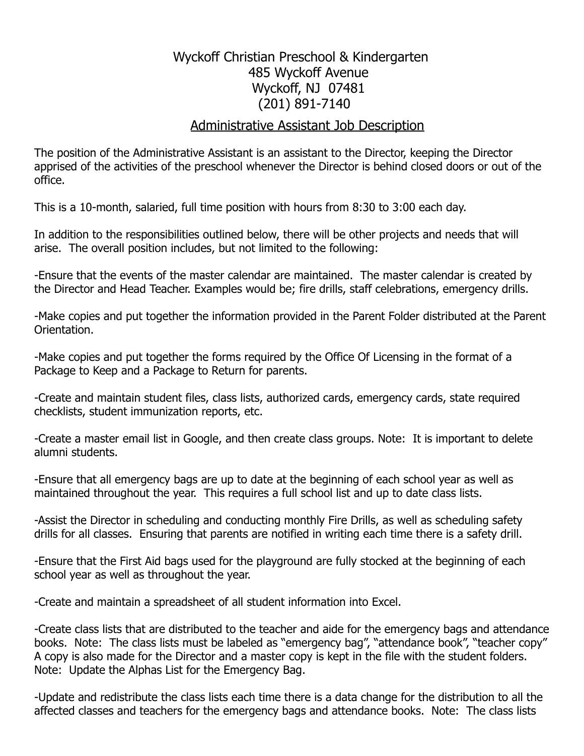# Wyckoff Christian Preschool & Kindergarten

485 Wyckoff Avenue
Wyckoff, NJ 07481
(201) 891-7140

## Administrative Assistant Job Description

The position of the Administrative Assistant is an assistant to the Director, keeping the Director apprised of the activities of the preschool whenever the Director is behind closed doors or out of the office.

This is a 10-month, salaried, full time position with hours from 8:30 to 3:00 each day.

In addition to the responsibilities outlined below, there will be other projects and needs that will arise. The overall position includes, but not limited to the following:

-Ensure that the events of the master calendar are maintained. The master calendar is created by the Director and Head Teacher. Examples would be; fire drills, staff celebrations, emergency drills.

-Make copies and put together the information provided in the Parent Folder distributed at the Parent Orientation.

-Make copies and put together the forms required by the Office Of Licensing in the format of a Package to Keep and a Package to Return for parents.

-Create and maintain student files, class lists, authorized cards, emergency cards, state required checklists, student immunization reports, etc.

-Create a master email list in Google, and then create class groups. Note: It is important to delete alumni students.

-Ensure that all emergency bags are up to date at the beginning of each school year as well as maintained throughout the year. This requires a full school list and up to date class lists.

-Assist the Director in scheduling and conducting monthly Fire Drills, as well as scheduling safety drills for all classes. Ensuring that parents are notified in writing each time there is a safety drill.

-Ensure that the First Aid bags used for the playground are fully stocked at the beginning of each school year as well as throughout the year.

-Create and maintain a spreadsheet of all student information into Excel.

-Create class lists that are distributed to the teacher and aide for the emergency bags and attendance books. Note: The class lists must be labeled as "emergency bag", "attendance book", "teacher copy" A copy is also made for the Director and a master copy is kept in the file with the student folders. Note: Update the Alphas List for the Emergency Bag.

-Update and redistribute the class lists each time there is a data change for the distribution to all the affected classes and teachers for the emergency bags and attendance books. Note: The class lists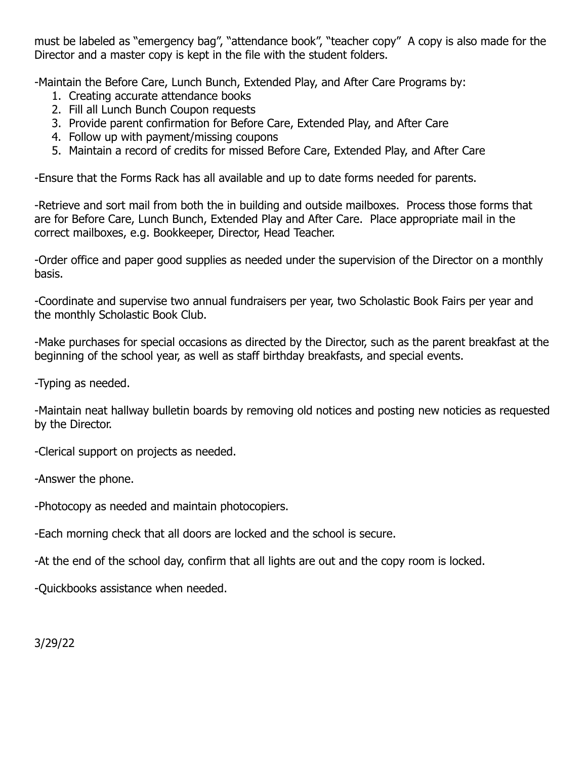must be labeled as "emergency bag", "attendance book", "teacher copy" A copy is also made for the Director and a master copy is kept in the file with the student folders.

-Maintain the Before Care, Lunch Bunch, Extended Play, and After Care Programs by:

1. Creating accurate attendance books
2. Fill all Lunch Bunch Coupon requests
3. Provide parent confirmation for Before Care, Extended Play, and After Care
4. Follow up with payment/missing coupons
5. Maintain a record of credits for missed Before Care, Extended Play, and After Care

-Ensure that the Forms Rack has all available and up to date forms needed for parents.

-Retrieve and sort mail from both the in building and outside mailboxes. Process those forms that are for Before Care, Lunch Bunch, Extended Play and After Care. Place appropriate mail in the correct mailboxes, e.g. Bookkeeper, Director, Head Teacher.

-Order office and paper good supplies as needed under the supervision of the Director on a monthly basis.

-Coordinate and supervise two annual fundraisers per year, two Scholastic Book Fairs per year and the monthly Scholastic Book Club.

-Make purchases for special occasions as directed by the Director, such as the parent breakfast at the beginning of the school year, as well as staff birthday breakfasts, and special events.

-Typing as needed.

-Maintain neat hallway bulletin boards by removing old notices and posting new noticies as requested by the Director.

-Clerical support on projects as needed.

-Answer the phone.

-Photocopy as needed and maintain photocopiers.

-Each morning check that all doors are locked and the school is secure.

-At the end of the school day, confirm that all lights are out and the copy room is locked.

-Quickbooks assistance when needed.

3/29/22